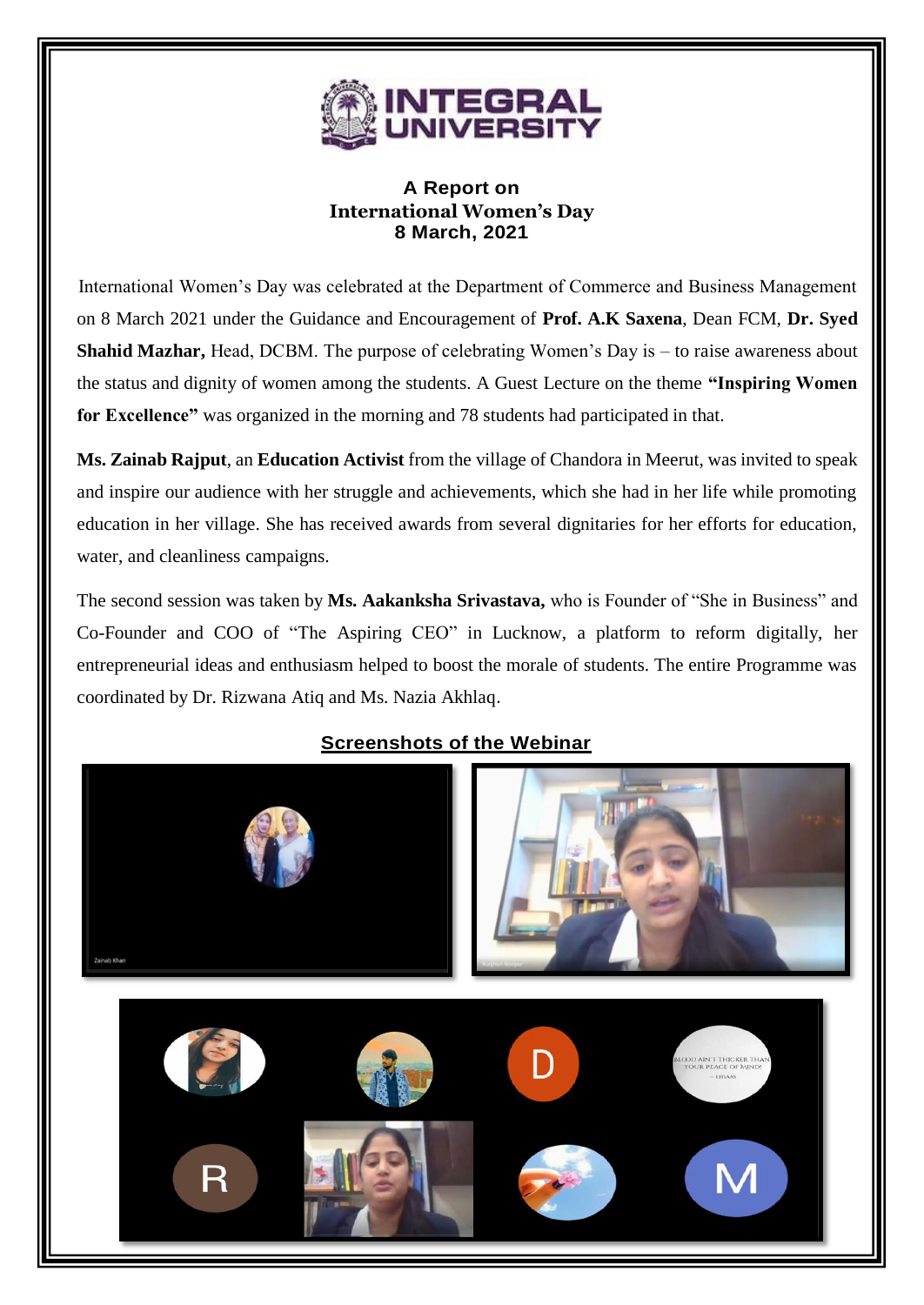# INTEGRAL UNIVERSITY

**A Report on**
**International Women's Day**
**8 March, 2021**

International Women's Day was celebrated at the Department of Commerce and Business Management on 8 March 2021 under the Guidance and Encouragement of **Prof. A.K Saxena**, Dean FCM, **Dr. Syed Shahid Mazhar,** Head, DCBM. The purpose of celebrating Women's Day is – to raise awareness about the status and dignity of women among the students. A Guest Lecture on the theme **"Inspiring Women for Excellence"** was organized in the morning and 78 students had participated in that.

**Ms. Zainab Rajput**, an **Education Activist** from the village of Chandora in Meerut, was invited to speak and inspire our audience with her struggle and achievements, which she had in her life while promoting education in her village. She has received awards from several dignitaries for her efforts for education, water, and cleanliness campaigns.

The second session was taken by **Ms. Aakanksha Srivastava,** who is Founder of "She in Business" and Co-Founder and COO of "The Aspiring CEO" in Lucknow, a platform to reform digitally, her entrepreneurial ideas and enthusiasm helped to boost the morale of students. The entire Programme was coordinated by Dr. Rizwana Atiq and Ms. Nazia Akhlaq.

## Screenshots of the Webinar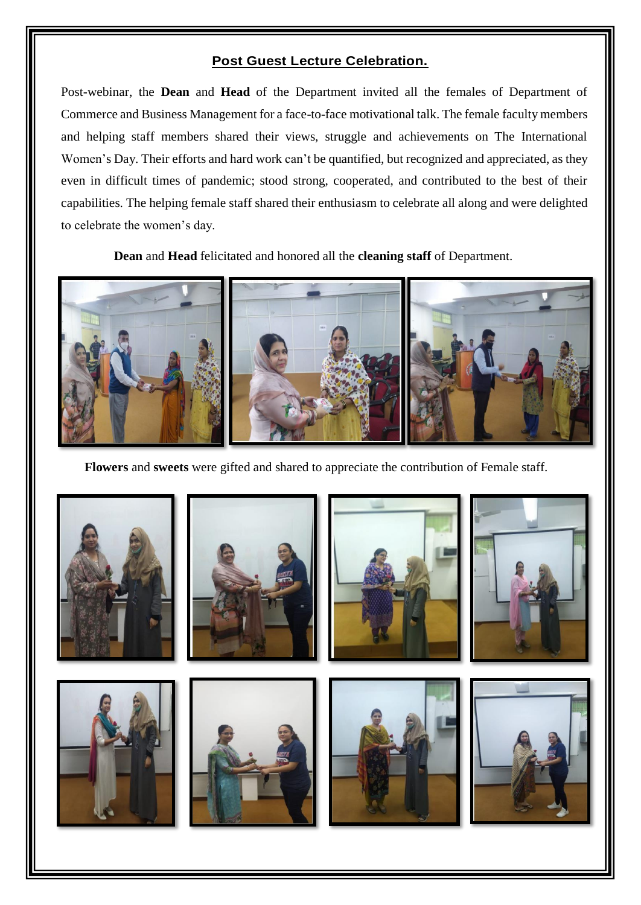## Post Guest Lecture Celebration.

Post-webinar, the **Dean** and **Head** of the Department invited all the females of Department of Commerce and Business Management for a face-to-face motivational talk. The female faculty members and helping staff members shared their views, struggle and achievements on The International Women's Day. Their efforts and hard work can't be quantified, but recognized and appreciated, as they even in difficult times of pandemic; stood strong, cooperated, and contributed to the best of their capabilities. The helping female staff shared their enthusiasm to celebrate all along and were delighted to celebrate the women's day.

**Dean** and **Head** felicitated and honored all the **cleaning staff** of Department.

**Flowers** and **sweets** were gifted and shared to appreciate the contribution of Female staff.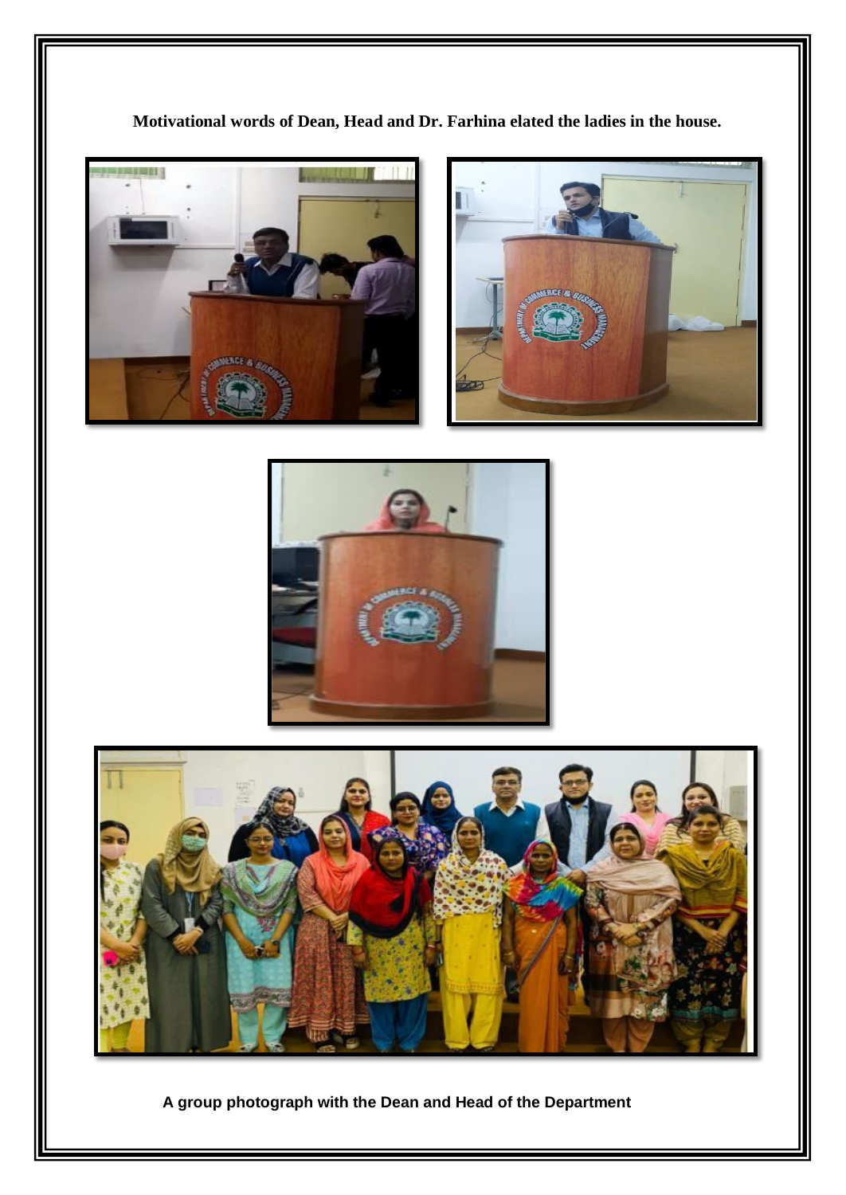**Motivational words of Dean, Head and Dr. Farhina elated the ladies in the house.**

**A group photograph with the Dean and Head of the Department**